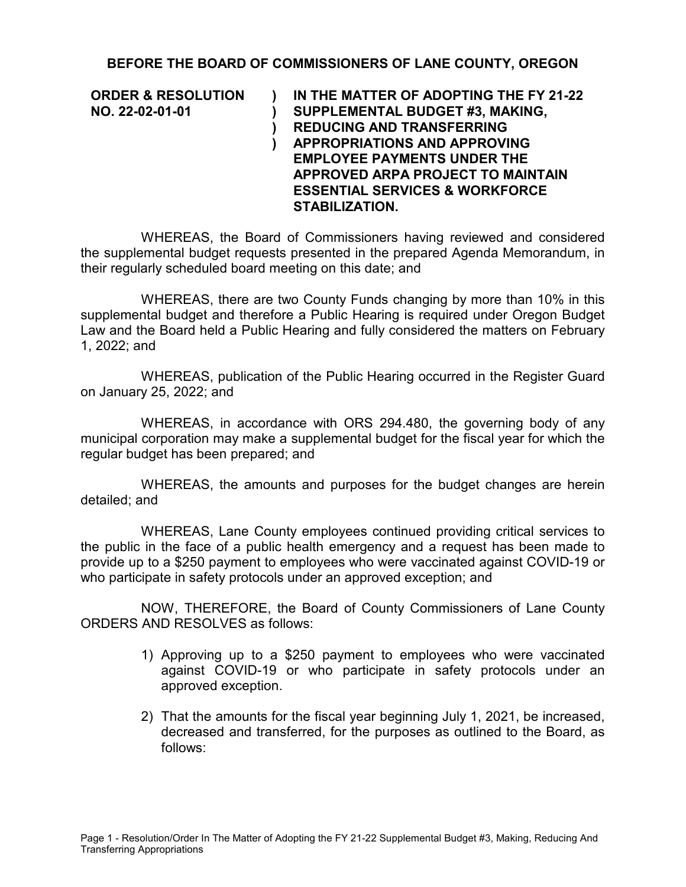**BEFORE THE BOARD OF COMMISSIONERS OF LANE COUNTY, OREGON**

| | | |
|---|---|---|
| **ORDER & RESOLUTION NO. 22-02-01-01** | ) ) ) ) | **IN THE MATTER OF ADOPTING THE FY 21-22 SUPPLEMENTAL BUDGET #3, MAKING, REDUCING AND TRANSFERRING APPROPRIATIONS AND APPROVING EMPLOYEE PAYMENTS UNDER THE APPROVED ARPA PROJECT TO MAINTAIN ESSENTIAL SERVICES & WORKFORCE STABILIZATION.** |

WHEREAS, the Board of Commissioners having reviewed and considered the supplemental budget requests presented in the prepared Agenda Memorandum, in their regularly scheduled board meeting on this date; and

WHEREAS, there are two County Funds changing by more than 10% in this supplemental budget and therefore a Public Hearing is required under Oregon Budget Law and the Board held a Public Hearing and fully considered the matters on February 1, 2022; and

WHEREAS, publication of the Public Hearing occurred in the Register Guard on January 25, 2022; and

WHEREAS, in accordance with ORS 294.480, the governing body of any municipal corporation may make a supplemental budget for the fiscal year for which the regular budget has been prepared; and

WHEREAS, the amounts and purposes for the budget changes are herein detailed; and

WHEREAS, Lane County employees continued providing critical services to the public in the face of a public health emergency and a request has been made to provide up to a $250 payment to employees who were vaccinated against COVID-19 or who participate in safety protocols under an approved exception; and

NOW, THEREFORE, the Board of County Commissioners of Lane County ORDERS AND RESOLVES as follows:

1) Approving up to a $250 payment to employees who were vaccinated against COVID-19 or who participate in safety protocols under an approved exception.

2) That the amounts for the fiscal year beginning July 1, 2021, be increased, decreased and transferred, for the purposes as outlined to the Board, as follows: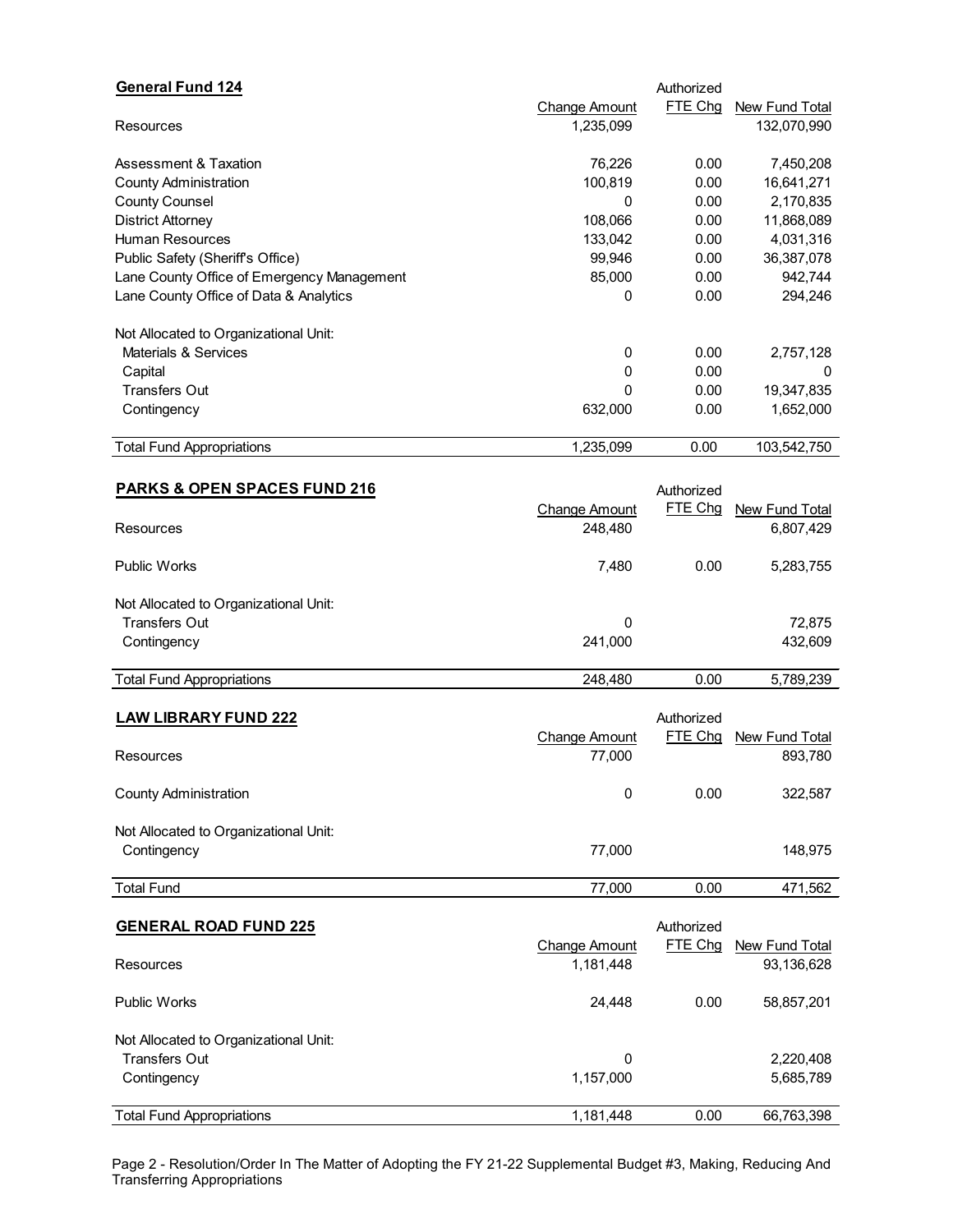**General Fund 124**

| | Change Amount | Authorized FTE Chg | New Fund Total |
|---|---|---|---|
| Resources | 1,235,099 | | 132,070,990 |
| Assessment & Taxation | 76,226 | 0.00 | 7,450,208 |
| County Administration | 100,819 | 0.00 | 16,641,271 |
| County Counsel | 0 | 0.00 | 2,170,835 |
| District Attorney | 108,066 | 0.00 | 11,868,089 |
| Human Resources | 133,042 | 0.00 | 4,031,316 |
| Public Safety (Sheriff's Office) | 99,946 | 0.00 | 36,387,078 |
| Lane County Office of Emergency Management | 85,000 | 0.00 | 942,744 |
| Lane County Office of Data & Analytics | 0 | 0.00 | 294,246 |
| Not Allocated to Organizational Unit: | | | |
| Materials & Services | 0 | 0.00 | 2,757,128 |
| Capital | 0 | 0.00 | 0 |
| Transfers Out | 0 | 0.00 | 19,347,835 |
| Contingency | 632,000 | 0.00 | 1,652,000 |
| Total Fund Appropriations | 1,235,099 | 0.00 | 103,542,750 |

**PARKS & OPEN SPACES FUND 216**

| | Change Amount | Authorized FTE Chg | New Fund Total |
|---|---|---|---|
| Resources | 248,480 | | 6,807,429 |
| Public Works | 7,480 | 0.00 | 5,283,755 |
| Not Allocated to Organizational Unit: | | | |
| Transfers Out | 0 | | 72,875 |
| Contingency | 241,000 | | 432,609 |
| Total Fund Appropriations | 248,480 | 0.00 | 5,789,239 |

**LAW LIBRARY FUND 222**

| | Change Amount | Authorized FTE Chg | New Fund Total |
|---|---|---|---|
| Resources | 77,000 | | 893,780 |
| County Administration | 0 | 0.00 | 322,587 |
| Not Allocated to Organizational Unit: | | | |
| Contingency | 77,000 | | 148,975 |
| Total Fund | 77,000 | 0.00 | 471,562 |

**GENERAL ROAD FUND 225**

| | Change Amount | Authorized FTE Chg | New Fund Total |
|---|---|---|---|
| Resources | 1,181,448 | | 93,136,628 |
| Public Works | 24,448 | 0.00 | 58,857,201 |
| Not Allocated to Organizational Unit: | | | |
| Transfers Out | 0 | | 2,220,408 |
| Contingency | 1,157,000 | | 5,685,789 |
| Total Fund Appropriations | 1,181,448 | 0.00 | 66,763,398 |

Page 2 - Resolution/Order In The Matter of Adopting the FY 21-22 Supplemental Budget #3, Making, Reducing And Transferring Appropriations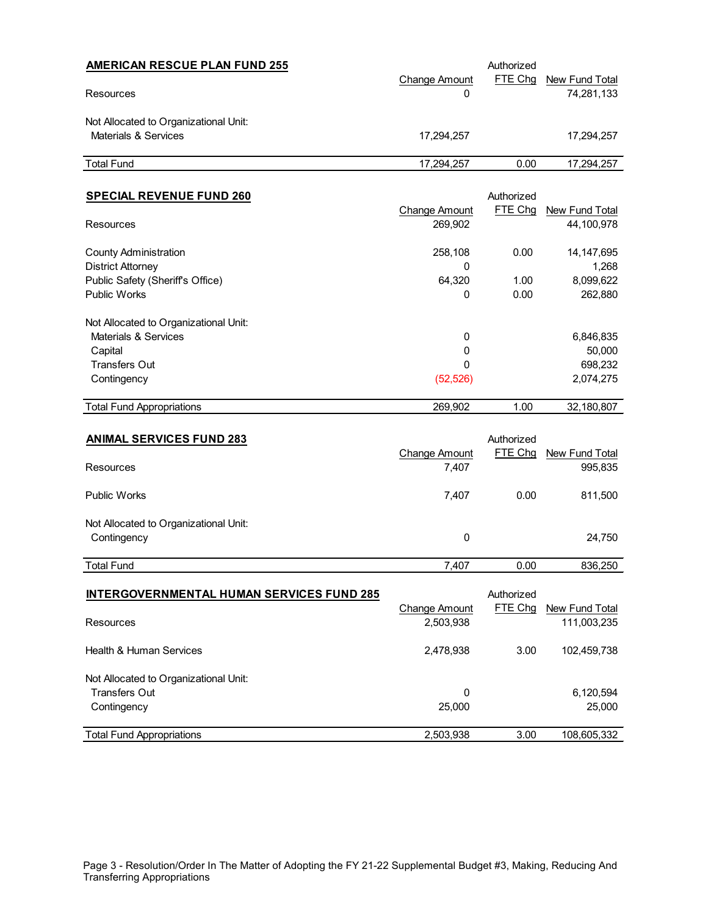## AMERICAN RESCUE PLAN FUND 255

| | Change Amount | Authorized FTE Chg | New Fund Total |
|---|---|---|---|
| Resources | 0 | | 74,281,133 |
| Not Allocated to Organizational Unit: | | | |
| Materials & Services | 17,294,257 | | 17,294,257 |
| Total Fund | 17,294,257 | 0.00 | 17,294,257 |

## SPECIAL REVENUE FUND 260

| | Change Amount | Authorized FTE Chg | New Fund Total |
|---|---|---|---|
| Resources | 269,902 | | 44,100,978 |
| County Administration | 258,108 | 0.00 | 14,147,695 |
| District Attorney | 0 | | 1,268 |
| Public Safety (Sheriff's Office) | 64,320 | 1.00 | 8,099,622 |
| Public Works | 0 | 0.00 | 262,880 |
| Not Allocated to Organizational Unit: | | | |
| Materials & Services | 0 | | 6,846,835 |
| Capital | 0 | | 50,000 |
| Transfers Out | 0 | | 698,232 |
| Contingency | (52,526) | | 2,074,275 |
| Total Fund Appropriations | 269,902 | 1.00 | 32,180,807 |

## ANIMAL SERVICES FUND 283

| | Change Amount | Authorized FTE Chg | New Fund Total |
|---|---|---|---|
| Resources | 7,407 | | 995,835 |
| Public Works | 7,407 | 0.00 | 811,500 |
| Not Allocated to Organizational Unit: | | | |
| Contingency | 0 | | 24,750 |
| Total Fund | 7,407 | 0.00 | 836,250 |

## INTERGOVERNMENTAL HUMAN SERVICES FUND 285

| | Change Amount | Authorized FTE Chg | New Fund Total |
|---|---|---|---|
| Resources | 2,503,938 | | 111,003,235 |
| Health & Human Services | 2,478,938 | 3.00 | 102,459,738 |
| Not Allocated to Organizational Unit: | | | |
| Transfers Out | 0 | | 6,120,594 |
| Contingency | 25,000 | | 25,000 |
| Total Fund Appropriations | 2,503,938 | 3.00 | 108,605,332 |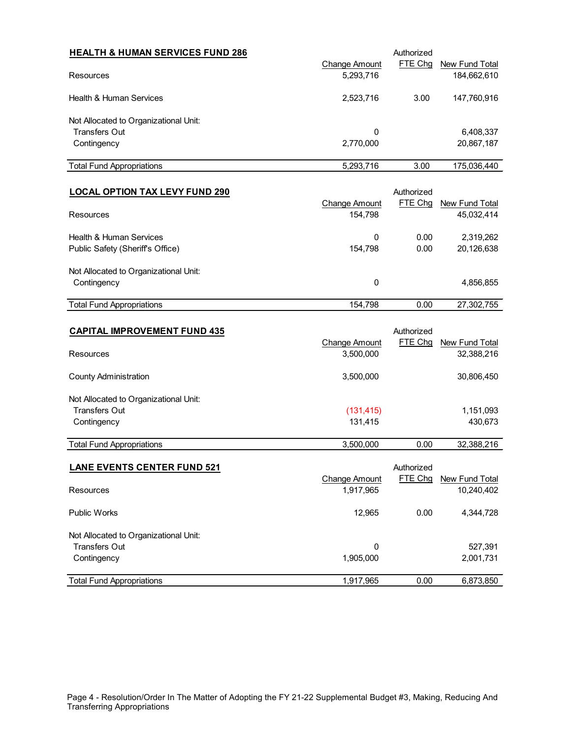## HEALTH & HUMAN SERVICES FUND 286

| | Change Amount | Authorized FTE Chg | New Fund Total |
|---|---|---|---|
| Resources | 5,293,716 | | 184,662,610 |
| Health & Human Services | 2,523,716 | 3.00 | 147,760,916 |
| Not Allocated to Organizational Unit: | | | |
| Transfers Out | 0 | | 6,408,337 |
| Contingency | 2,770,000 | | 20,867,187 |
| Total Fund Appropriations | 5,293,716 | 3.00 | 175,036,440 |

## LOCAL OPTION TAX LEVY FUND 290

| | Change Amount | Authorized FTE Chg | New Fund Total |
|---|---|---|---|
| Resources | 154,798 | | 45,032,414 |
| Health & Human Services | 0 | 0.00 | 2,319,262 |
| Public Safety (Sheriff's Office) | 154,798 | 0.00 | 20,126,638 |
| Not Allocated to Organizational Unit: | | | |
| Contingency | 0 | | 4,856,855 |
| Total Fund Appropriations | 154,798 | 0.00 | 27,302,755 |

## CAPITAL IMPROVEMENT FUND 435

| | Change Amount | Authorized FTE Chg | New Fund Total |
|---|---|---|---|
| Resources | 3,500,000 | | 32,388,216 |
| County Administration | 3,500,000 | | 30,806,450 |
| Not Allocated to Organizational Unit: | | | |
| Transfers Out | (131,415) | | 1,151,093 |
| Contingency | 131,415 | | 430,673 |
| Total Fund Appropriations | 3,500,000 | 0.00 | 32,388,216 |

## LANE EVENTS CENTER FUND 521

| | Change Amount | Authorized FTE Chg | New Fund Total |
|---|---|---|---|
| Resources | 1,917,965 | | 10,240,402 |
| Public Works | 12,965 | 0.00 | 4,344,728 |
| Not Allocated to Organizational Unit: | | | |
| Transfers Out | 0 | | 527,391 |
| Contingency | 1,905,000 | | 2,001,731 |
| Total Fund Appropriations | 1,917,965 | 0.00 | 6,873,850 |

Page 4 - Resolution/Order In The Matter of Adopting the FY 21-22 Supplemental Budget #3, Making, Reducing And Transferring Appropriations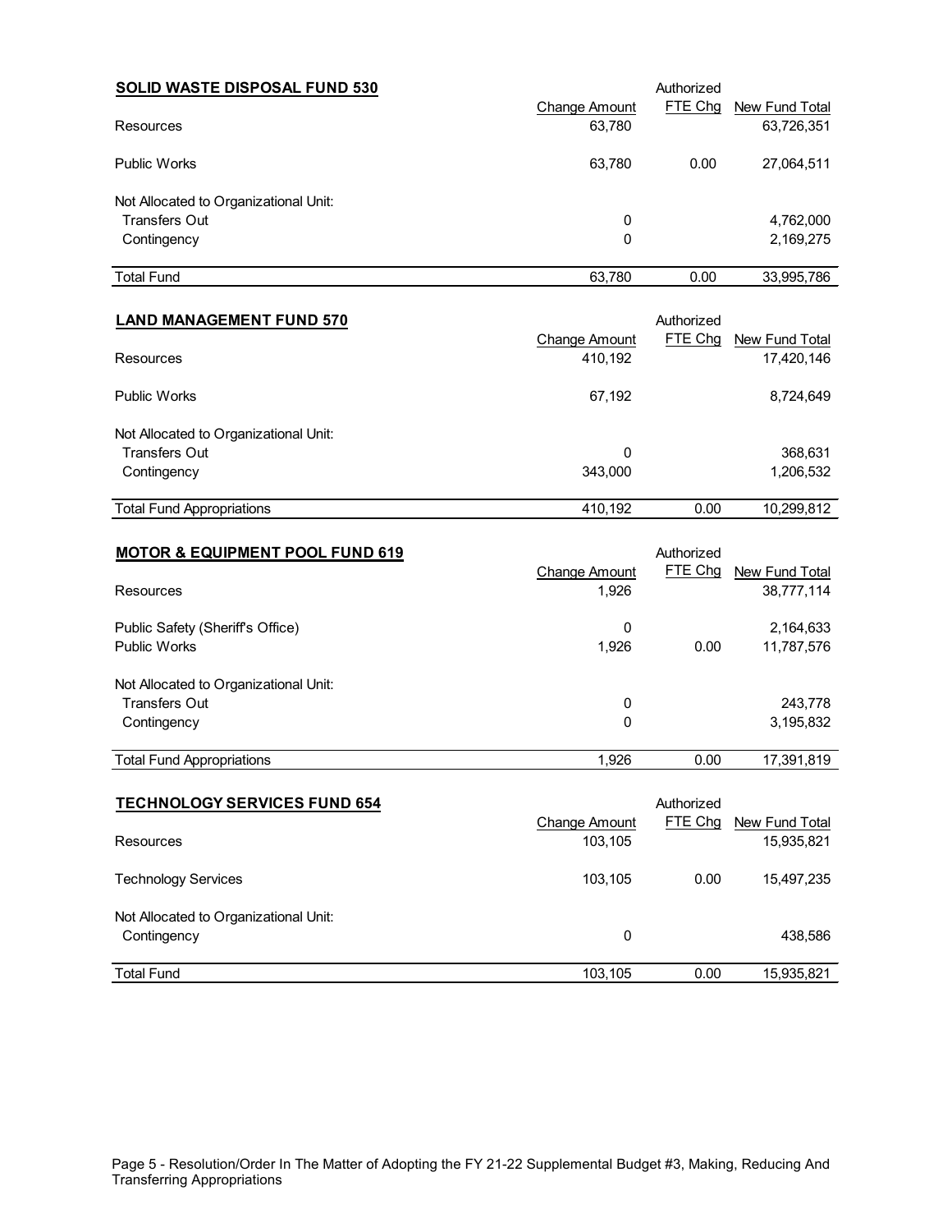## SOLID WASTE DISPOSAL FUND 530

| | Change Amount | Authorized FTE Chg | New Fund Total |
|---|---|---|---|
| Resources | 63,780 | | 63,726,351 |
| Public Works | 63,780 | 0.00 | 27,064,511 |
| Not Allocated to Organizational Unit: | | | |
| Transfers Out | 0 | | 4,762,000 |
| Contingency | 0 | | 2,169,275 |
| Total Fund | 63,780 | 0.00 | 33,995,786 |

## LAND MANAGEMENT FUND 570

| | Change Amount | Authorized FTE Chg | New Fund Total |
|---|---|---|---|
| Resources | 410,192 | | 17,420,146 |
| Public Works | 67,192 | | 8,724,649 |
| Not Allocated to Organizational Unit: | | | |
| Transfers Out | 0 | | 368,631 |
| Contingency | 343,000 | | 1,206,532 |
| Total Fund Appropriations | 410,192 | 0.00 | 10,299,812 |

## MOTOR & EQUIPMENT POOL FUND 619

| | Change Amount | Authorized FTE Chg | New Fund Total |
|---|---|---|---|
| Resources | 1,926 | | 38,777,114 |
| Public Safety (Sheriff's Office) | 0 | | 2,164,633 |
| Public Works | 1,926 | 0.00 | 11,787,576 |
| Not Allocated to Organizational Unit: | | | |
| Transfers Out | 0 | | 243,778 |
| Contingency | 0 | | 3,195,832 |
| Total Fund Appropriations | 1,926 | 0.00 | 17,391,819 |

## TECHNOLOGY SERVICES FUND 654

| | Change Amount | Authorized FTE Chg | New Fund Total |
|---|---|---|---|
| Resources | 103,105 | | 15,935,821 |
| Technology Services | 103,105 | 0.00 | 15,497,235 |
| Not Allocated to Organizational Unit: | | | |
| Contingency | 0 | | 438,586 |
| Total Fund | 103,105 | 0.00 | 15,935,821 |

Page 5 - Resolution/Order In The Matter of Adopting the FY 21-22 Supplemental Budget #3, Making, Reducing And Transferring Appropriations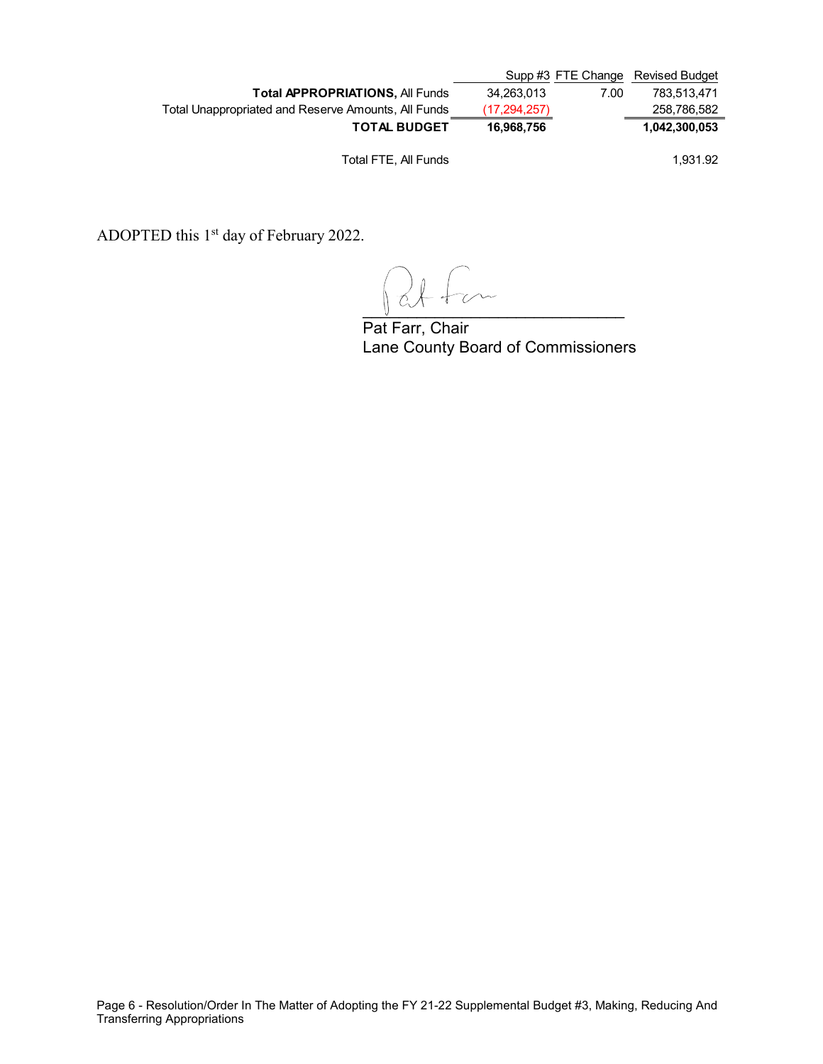| | Supp #3 | FTE Change | Revised Budget |
|---|---|---|---|
| **Total APPROPRIATIONS,** All Funds | 34,263,013 | 7.00 | 783,513,471 |
| Total Unappropriated and Reserve Amounts, All Funds | (17,294,257) | | 258,786,582 |
| **TOTAL BUDGET** | **16,968,756** | | **1,042,300,053** |
| Total FTE, All Funds | | | 1,931.92 |

ADOPTED this 1st day of February 2022.

Pat Farr, Chair
Lane County Board of Commissioners

Page 6 - Resolution/Order In The Matter of Adopting the FY 21-22 Supplemental Budget #3, Making, Reducing And Transferring Appropriations